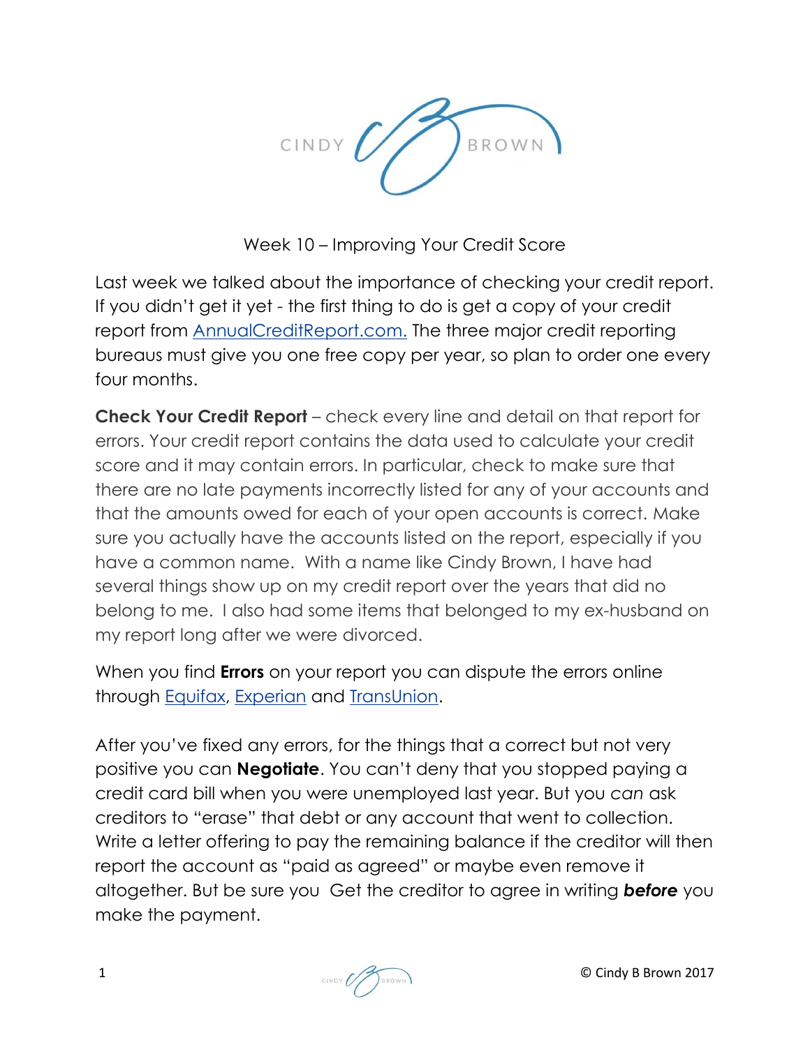CINDY BROWN

# Week 10 – Improving Your Credit Score

Last week we talked about the importance of checking your credit report. If you didn't get it yet - the first thing to do is get a copy of your credit report from AnnualCreditReport.com. The three major credit reporting bureaus must give you one free copy per year, so plan to order one every four months.

**Check Your Credit Report** – check every line and detail on that report for errors. Your credit report contains the data used to calculate your credit score and it may contain errors. In particular, check to make sure that there are no late payments incorrectly listed for any of your accounts and that the amounts owed for each of your open accounts is correct. Make sure you actually have the accounts listed on the report, especially if you have a common name. With a name like Cindy Brown, I have had several things show up on my credit report over the years that did no belong to me. I also had some items that belonged to my ex-husband on my report long after we were divorced.

When you find **Errors** on your report you can dispute the errors online through Equifax, Experian and TransUnion.

After you've fixed any errors, for the things that a correct but not very positive you can **Negotiate**. You can't deny that you stopped paying a credit card bill when you were unemployed last year. But you *can* ask creditors to "erase" that debt or any account that went to collection. Write a letter offering to pay the remaining balance if the creditor will then report the account as "paid as agreed" or maybe even remove it altogether. But be sure you Get the creditor to agree in writing ***before*** you make the payment.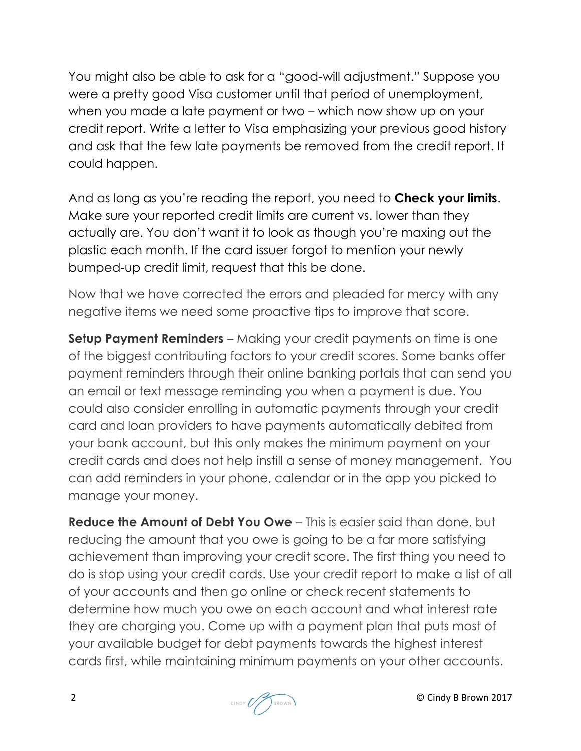You might also be able to ask for a "good-will adjustment." Suppose you were a pretty good Visa customer until that period of unemployment, when you made a late payment or two – which now show up on your credit report. Write a letter to Visa emphasizing your previous good history and ask that the few late payments be removed from the credit report. It could happen.

And as long as you're reading the report, you need to **Check your limits**. Make sure your reported credit limits are current vs. lower than they actually are. You don't want it to look as though you're maxing out the plastic each month. If the card issuer forgot to mention your newly bumped-up credit limit, request that this be done.

Now that we have corrected the errors and pleaded for mercy with any negative items we need some proactive tips to improve that score.

**Setup Payment Reminders** – Making your credit payments on time is one of the biggest contributing factors to your credit scores. Some banks offer payment reminders through their online banking portals that can send you an email or text message reminding you when a payment is due. You could also consider enrolling in automatic payments through your credit card and loan providers to have payments automatically debited from your bank account, but this only makes the minimum payment on your credit cards and does not help instill a sense of money management. You can add reminders in your phone, calendar or in the app you picked to manage your money.

**Reduce the Amount of Debt You Owe** – This is easier said than done, but reducing the amount that you owe is going to be a far more satisfying achievement than improving your credit score. The first thing you need to do is stop using your credit cards. Use your credit report to make a list of all of your accounts and then go online or check recent statements to determine how much you owe on each account and what interest rate they are charging you. Come up with a payment plan that puts most of your available budget for debt payments towards the highest interest cards first, while maintaining minimum payments on your other accounts.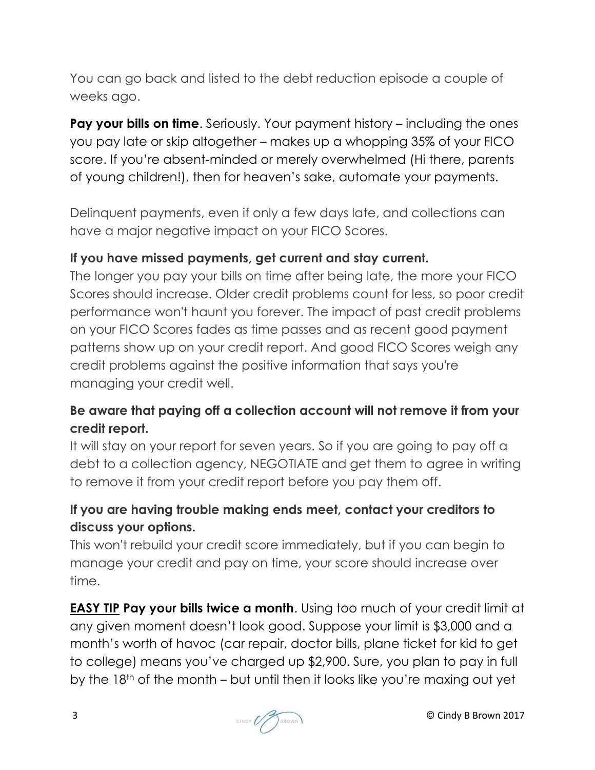You can go back and listed to the debt reduction episode a couple of weeks ago.

**Pay your bills on time**. Seriously. Your payment history – including the ones you pay late or skip altogether – makes up a whopping 35% of your FICO score. If you're absent-minded or merely overwhelmed (Hi there, parents of young children!), then for heaven's sake, automate your payments.

Delinquent payments, even if only a few days late, and collections can have a major negative impact on your FICO Scores.

**If you have missed payments, get current and stay current.**
The longer you pay your bills on time after being late, the more your FICO Scores should increase. Older credit problems count for less, so poor credit performance won't haunt you forever. The impact of past credit problems on your FICO Scores fades as time passes and as recent good payment patterns show up on your credit report. And good FICO Scores weigh any credit problems against the positive information that says you're managing your credit well.

**Be aware that paying off a collection account will not remove it from your credit report.**
It will stay on your report for seven years. So if you are going to pay off a debt to a collection agency, NEGOTIATE and get them to agree in writing to remove it from your credit report before you pay them off.

**If you are having trouble making ends meet, contact your creditors to discuss your options.**
This won't rebuild your credit score immediately, but if you can begin to manage your credit and pay on time, your score should increase over time.

**<u>EASY TIP</u> Pay your bills twice a month**. Using too much of your credit limit at any given moment doesn't look good. Suppose your limit is $3,000 and a month's worth of havoc (car repair, doctor bills, plane ticket for kid to get to college) means you've charged up $2,900. Sure, you plan to pay in full by the 18th of the month – but until then it looks like you're maxing out yet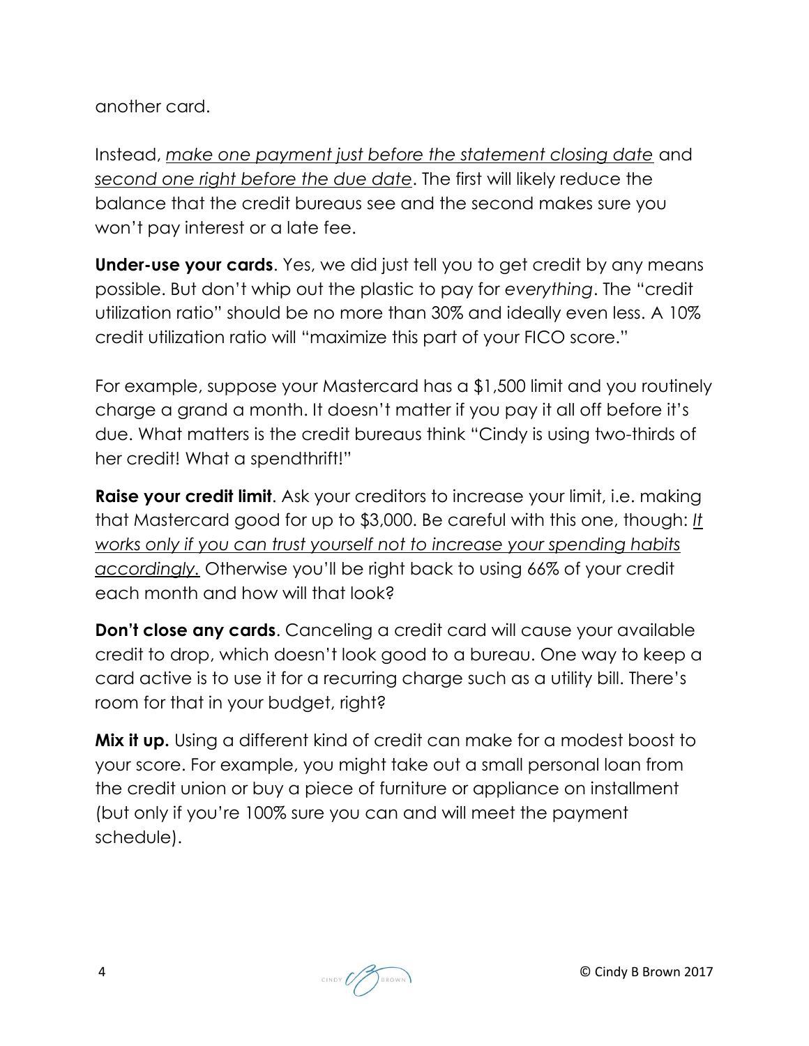another card.

Instead, *make one payment just before the statement closing date* and *second one right before the due date*. The first will likely reduce the balance that the credit bureaus see and the second makes sure you won't pay interest or a late fee.

**Under-use your cards**. Yes, we did just tell you to get credit by any means possible. But don't whip out the plastic to pay for *everything*. The "credit utilization ratio" should be no more than 30% and ideally even less. A 10% credit utilization ratio will "maximize this part of your FICO score."

For example, suppose your Mastercard has a $1,500 limit and you routinely charge a grand a month. It doesn't matter if you pay it all off before it's due. What matters is the credit bureaus think "Cindy is using two-thirds of her credit! What a spendthrift!"

**Raise your credit limit**. Ask your creditors to increase your limit, i.e. making that Mastercard good for up to $3,000. Be careful with this one, though: *It works only if you can trust yourself not to increase your spending habits accordingly.* Otherwise you'll be right back to using 66% of your credit each month and how will that look?

**Don't close any cards**. Canceling a credit card will cause your available credit to drop, which doesn't look good to a bureau. One way to keep a card active is to use it for a recurring charge such as a utility bill. There's room for that in your budget, right?

**Mix it up.** Using a different kind of credit can make for a modest boost to your score. For example, you might take out a small personal loan from the credit union or buy a piece of furniture or appliance on installment (but only if you're 100% sure you can and will meet the payment schedule).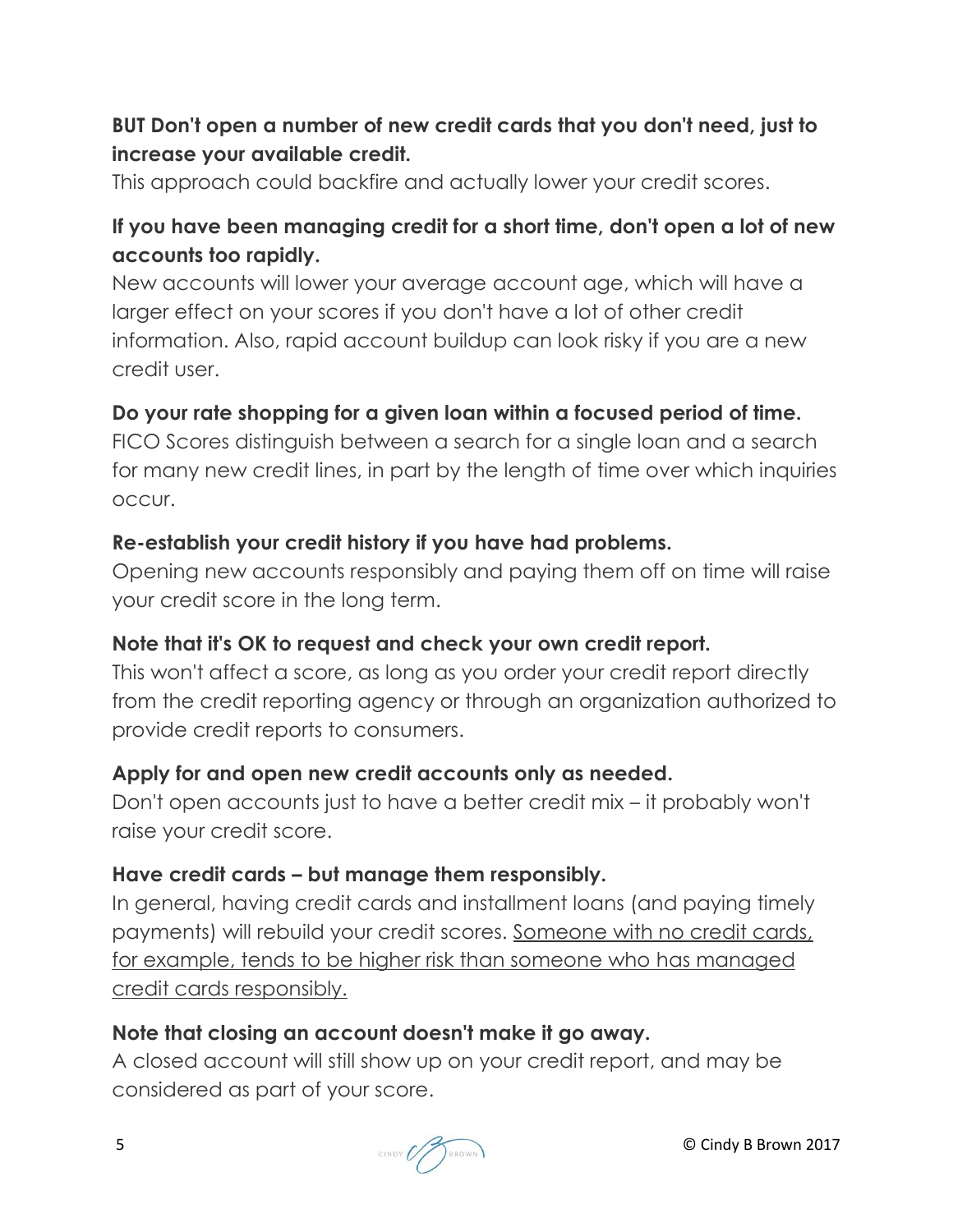**BUT Don't open a number of new credit cards that you don't need, just to increase your available credit.**
This approach could backfire and actually lower your credit scores.

**If you have been managing credit for a short time, don't open a lot of new accounts too rapidly.**
New accounts will lower your average account age, which will have a larger effect on your scores if you don't have a lot of other credit information. Also, rapid account buildup can look risky if you are a new credit user.

**Do your rate shopping for a given loan within a focused period of time.**
FICO Scores distinguish between a search for a single loan and a search for many new credit lines, in part by the length of time over which inquiries occur.

**Re-establish your credit history if you have had problems.**
Opening new accounts responsibly and paying them off on time will raise your credit score in the long term.

**Note that it's OK to request and check your own credit report.**
This won't affect a score, as long as you order your credit report directly from the credit reporting agency or through an organization authorized to provide credit reports to consumers.

**Apply for and open new credit accounts only as needed.**
Don't open accounts just to have a better credit mix – it probably won't raise your credit score.

**Have credit cards – but manage them responsibly.**
In general, having credit cards and installment loans (and paying timely payments) will rebuild your credit scores. <u>Someone with no credit cards, for example, tends to be higher risk than someone who has managed credit cards responsibly.</u>

**Note that closing an account doesn't make it go away.**
A closed account will still show up on your credit report, and may be considered as part of your score.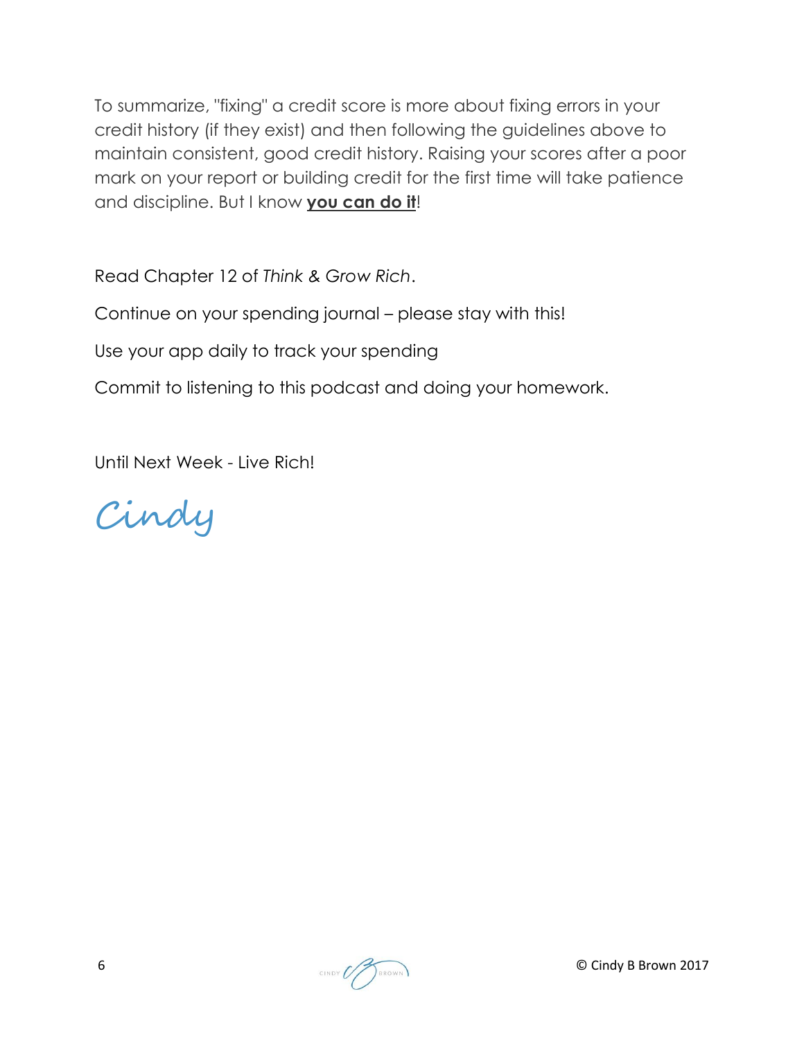To summarize, "fixing" a credit score is more about fixing errors in your credit history (if they exist) and then following the guidelines above to maintain consistent, good credit history. Raising your scores after a poor mark on your report or building credit for the first time will take patience and discipline. But I know **you can do it**!

Read Chapter 12 of *Think & Grow Rich*.

Continue on your spending journal – please stay with this!

Use your app daily to track your spending

Commit to listening to this podcast and doing your homework.

Until Next Week - Live Rich!

Cindy

© Cindy B Brown 2017